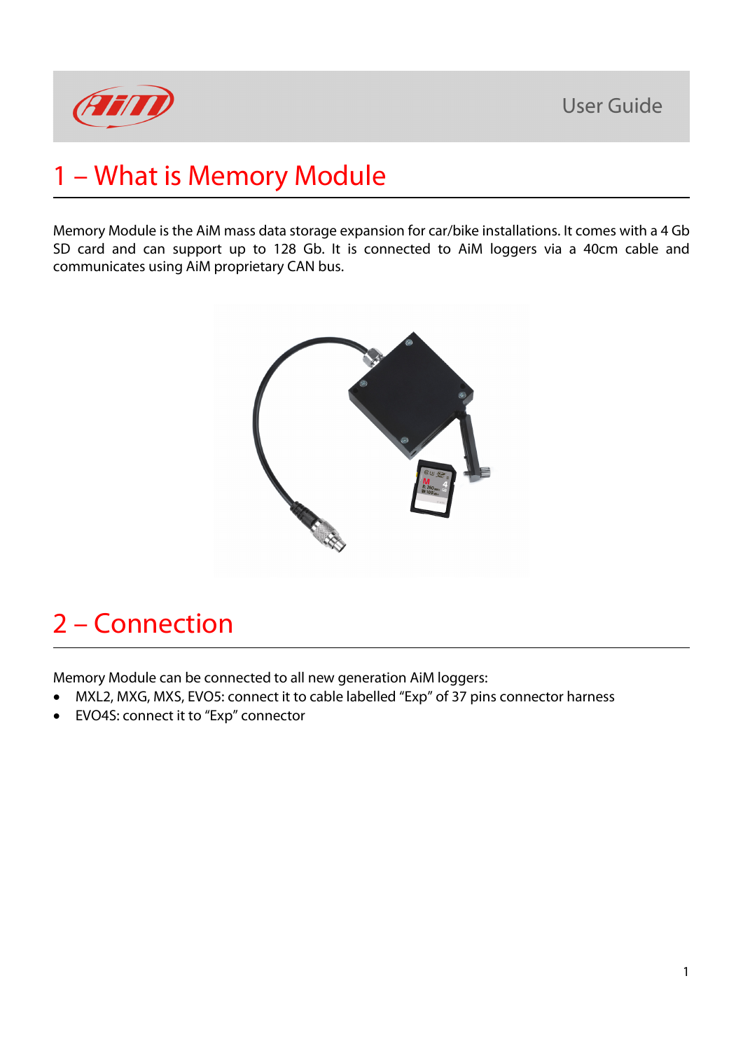# 1 – What is Memory Module

Memory Module is the AiM mass data storage expansion for car/bike installations. It comes with a 4 Gb SD card and can support up to 128 Gb. It is connected to AiM loggers via a 40cm cable and communicates using AiM proprietary CAN bus.

# 2 – Connection

Memory Module can be connected to all new generation AiM loggers:

- MXL2, MXG, MXS, EVO5: connect it to cable labelled "Exp" of 37 pins connector harness
- EVO4S: connect it to "Exp" connector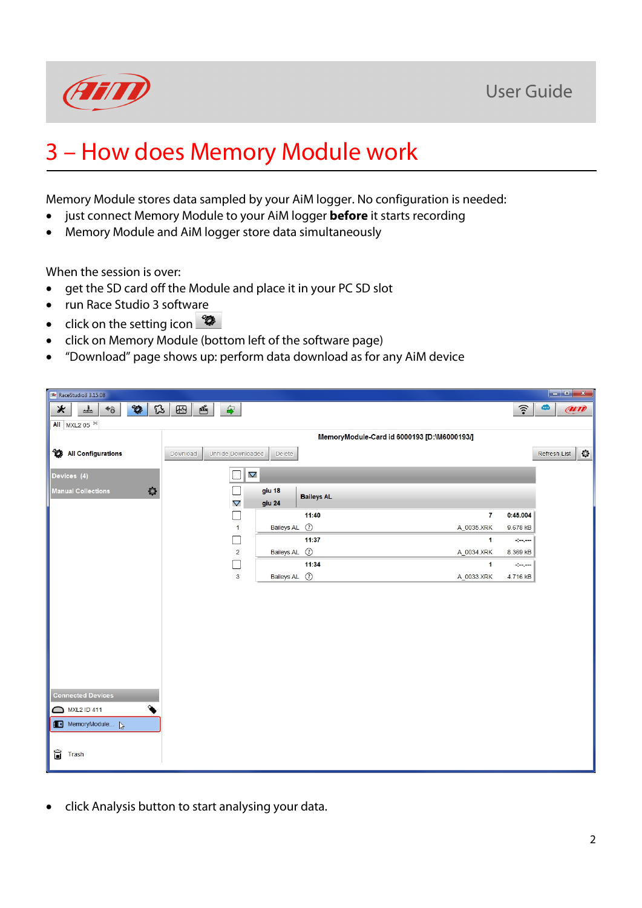# 3 – How does Memory Module work

Memory Module stores data sampled by your AiM logger. No configuration is needed:

- just connect Memory Module to your AiM logger **before** it starts recording
- Memory Module and AiM logger store data simultaneously

When the session is over:

- get the SD card off the Module and place it in your PC SD slot
- run Race Studio 3 software
- click on the setting icon
- click on Memory Module (bottom left of the software page)
- "Download" page shows up: perform data download as for any AiM device

- click Analysis button to start analysing your data.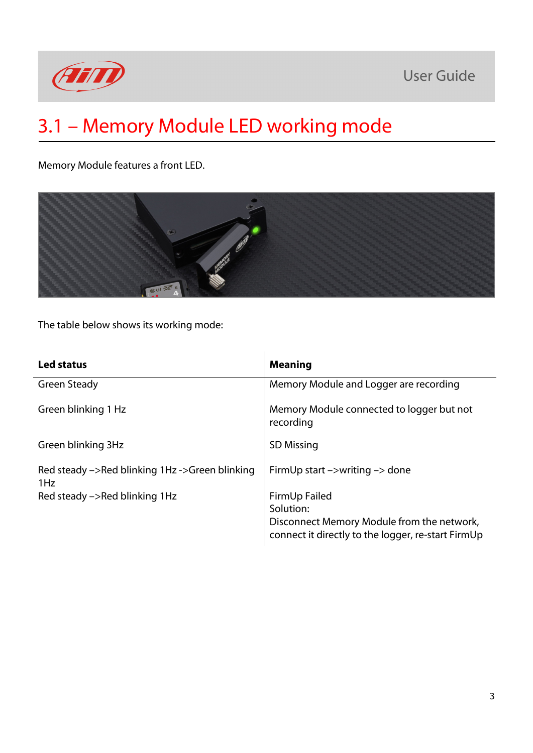# 3.1 – Memory Module LED working mode

Memory Module features a front LED.

The table below shows its working mode:

| **Led status** | **Meaning** |
|---|---|
| Green Steady | Memory Module and Logger are recording |
| Green blinking 1 Hz | Memory Module connected to logger but not recording |
| Green blinking 3Hz | SD Missing |
| Red steady –>Red blinking 1Hz ->Green blinking 1Hz | FirmUp start –>writing –> done |
| Red steady –>Red blinking 1Hz | FirmUp Failed<br>Solution:<br>Disconnect Memory Module from the network, connect it directly to the logger, re-start FirmUp |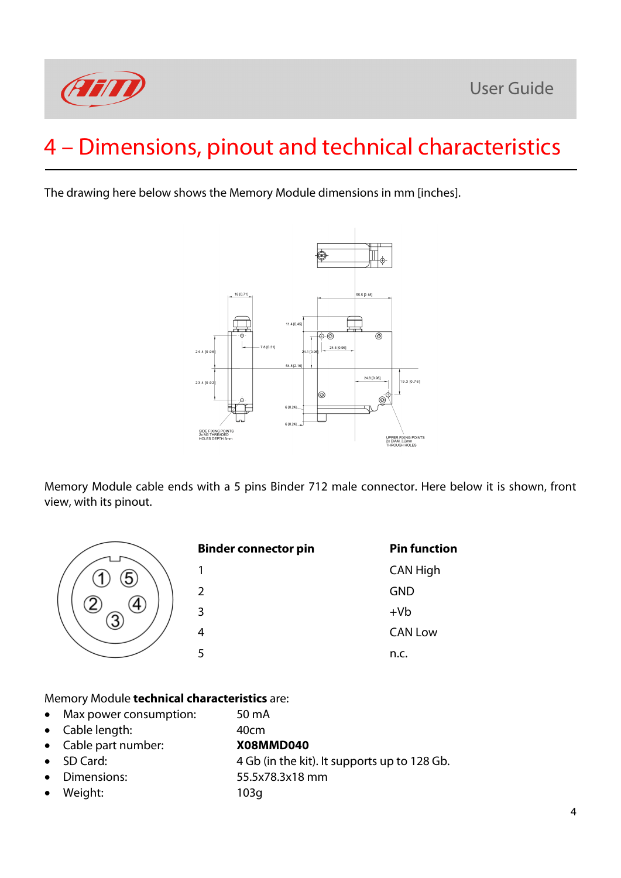# 4 – Dimensions, pinout and technical characteristics

The drawing here below shows the Memory Module dimensions in mm [inches].

Memory Module cable ends with a 5 pins Binder 712 male connector. Here below it is shown, front view, with its pinout.

| Binder connector pin | Pin function |
|---|---|
| 1 | CAN High |
| 2 | GND |
| 3 | +Vb |
| 4 | CAN Low |
| 5 | n.c. |

Memory Module **technical characteristics** are:

- Max power consumption: 50 mA
- Cable length: 40cm
- Cable part number: **X08MMD040**
- SD Card: 4 Gb (in the kit). It supports up to 128 Gb.
- Dimensions: 55.5x78.3x18 mm
- Weight: 103g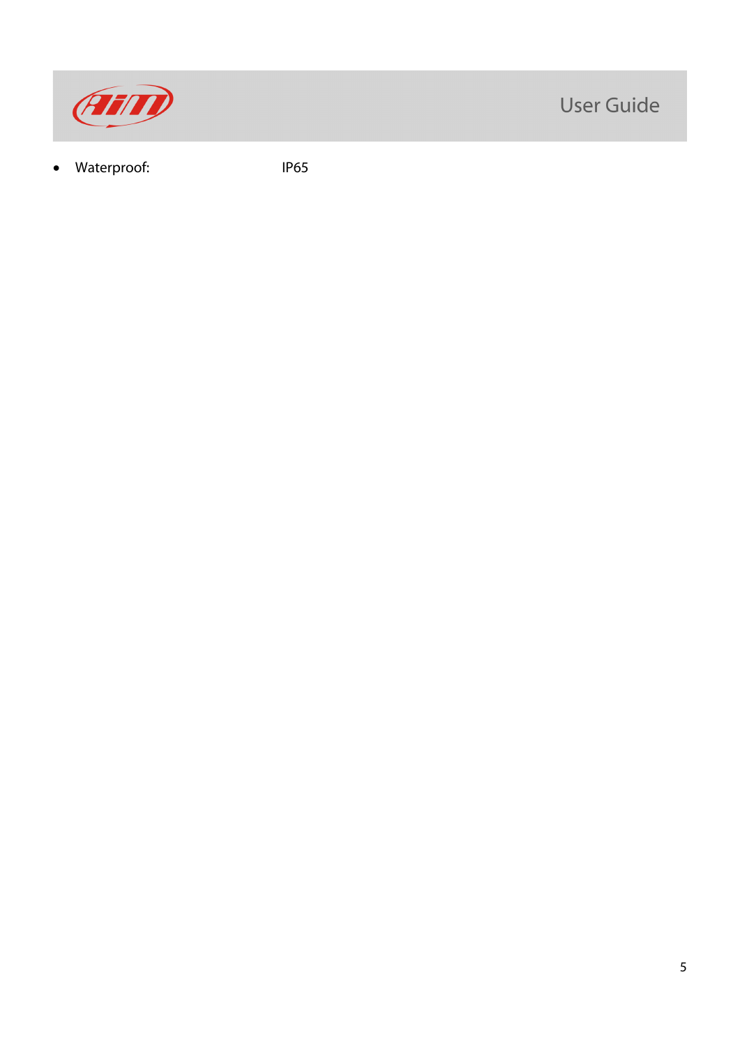- Waterproof: IP65